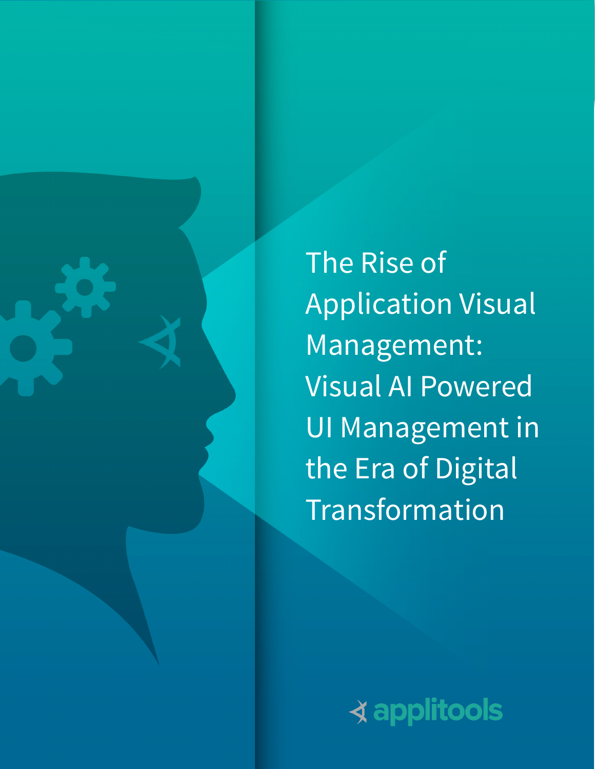# The Rise of Application Visual Management: Visual AI Powered UI Management in the Era of Digital Transformation

applitools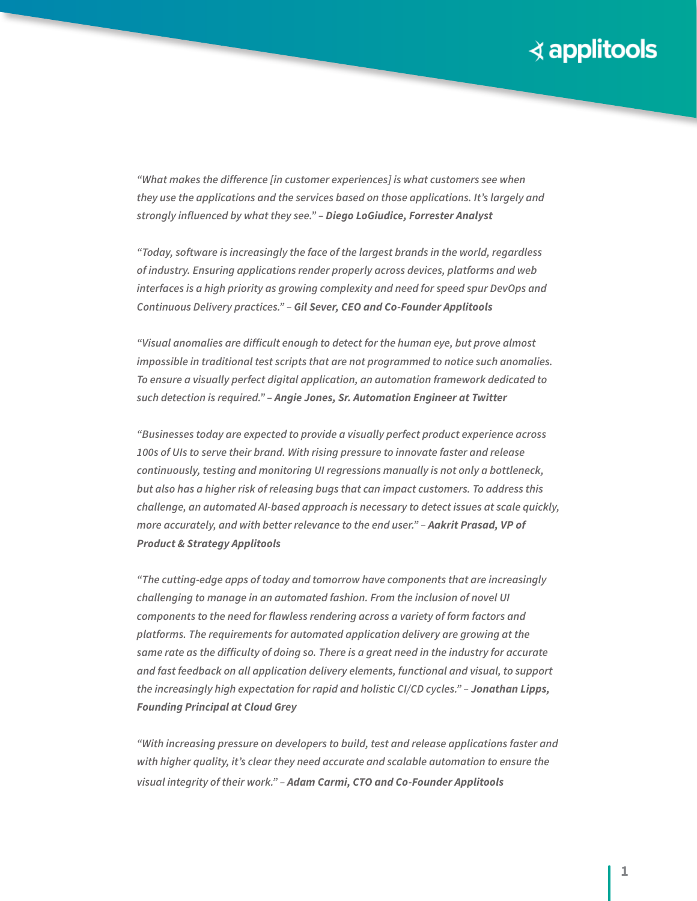*"What makes the difference [in customer experiences] is what customers see when they use the applications and the services based on those applications. It's largely and strongly influenced by what they see." – **Diego LoGiudice, Forrester Analyst***

*"Today, software is increasingly the face of the largest brands in the world, regardless of industry. Ensuring applications render properly across devices, platforms and web interfaces is a high priority as growing complexity and need for speed spur DevOps and Continuous Delivery practices." – **Gil Sever, CEO and Co-Founder Applitools***

*"Visual anomalies are difficult enough to detect for the human eye, but prove almost impossible in traditional test scripts that are not programmed to notice such anomalies. To ensure a visually perfect digital application, an automation framework dedicated to such detection is required." – **Angie Jones, Sr. Automation Engineer at Twitter***

*"Businesses today are expected to provide a visually perfect product experience across 100s of UIs to serve their brand. With rising pressure to innovate faster and release continuously, testing and monitoring UI regressions manually is not only a bottleneck, but also has a higher risk of releasing bugs that can impact customers. To address this challenge, an automated AI-based approach is necessary to detect issues at scale quickly, more accurately, and with better relevance to the end user." – **Aakrit Prasad, VP of Product & Strategy Applitools***

*"The cutting-edge apps of today and tomorrow have components that are increasingly challenging to manage in an automated fashion. From the inclusion of novel UI components to the need for flawless rendering across a variety of form factors and platforms. The requirements for automated application delivery are growing at the same rate as the difficulty of doing so. There is a great need in the industry for accurate and fast feedback on all application delivery elements, functional and visual, to support the increasingly high expectation for rapid and holistic CI/CD cycles." – **Jonathan Lipps, Founding Principal at Cloud Grey***

*"With increasing pressure on developers to build, test and release applications faster and with higher quality, it's clear they need accurate and scalable automation to ensure the visual integrity of their work." – **Adam Carmi, CTO and Co-Founder Applitools***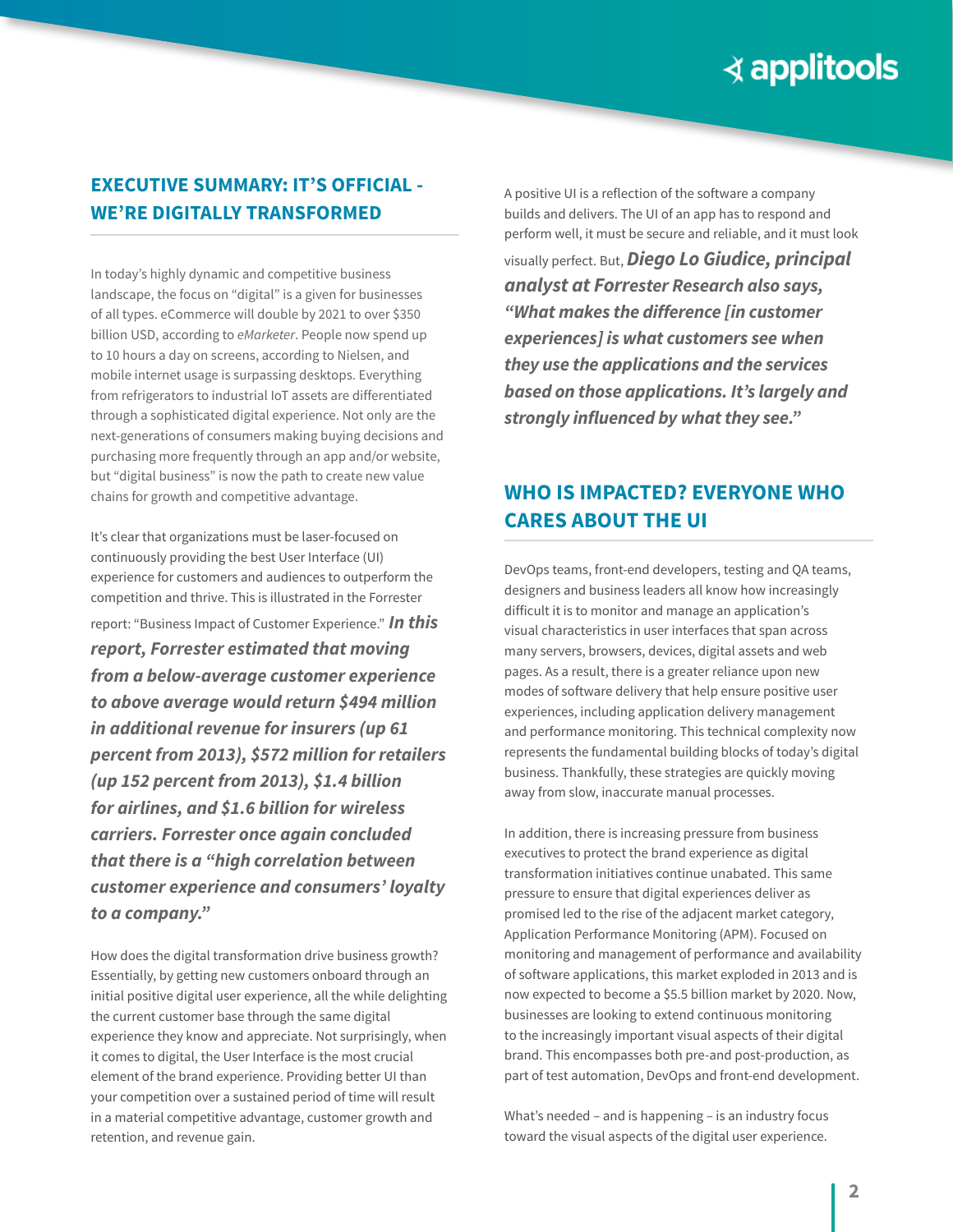## EXECUTIVE SUMMARY: IT'S OFFICIAL - WE'RE DIGITALLY TRANSFORMED

In today's highly dynamic and competitive business landscape, the focus on "digital" is a given for businesses of all types. eCommerce will double by 2021 to over $350 billion USD, according to *eMarketer*. People now spend up to 10 hours a day on screens, according to Nielsen, and mobile internet usage is surpassing desktops. Everything from refrigerators to industrial IoT assets are differentiated through a sophisticated digital experience. Not only are the next-generations of consumers making buying decisions and purchasing more frequently through an app and/or website, but "digital business" is now the path to create new value chains for growth and competitive advantage.

It's clear that organizations must be laser-focused on continuously providing the best User Interface (UI) experience for customers and audiences to outperform the competition and thrive. This is illustrated in the Forrester report: "Business Impact of Customer Experience." ***In this report, Forrester estimated that moving from a below-average customer experience to above average would return $494 million in additional revenue for insurers (up 61 percent from 2013), $572 million for retailers (up 152 percent from 2013), $1.4 billion for airlines, and $1.6 billion for wireless carriers. Forrester once again concluded that there is a "high correlation between customer experience and consumers' loyalty to a company."***

How does the digital transformation drive business growth? Essentially, by getting new customers onboard through an initial positive digital user experience, all the while delighting the current customer base through the same digital experience they know and appreciate. Not surprisingly, when it comes to digital, the User Interface is the most crucial element of the brand experience. Providing better UI than your competition over a sustained period of time will result in a material competitive advantage, customer growth and retention, and revenue gain.

A positive UI is a reflection of the software a company builds and delivers. The UI of an app has to respond and perform well, it must be secure and reliable, and it must look visually perfect. But, ***Diego Lo Giudice, principal analyst at Forrester Research also says, "What makes the difference [in customer experiences] is what customers see when they use the applications and the services based on those applications. It's largely and strongly influenced by what they see."***

## WHO IS IMPACTED? EVERYONE WHO CARES ABOUT THE UI

DevOps teams, front-end developers, testing and QA teams, designers and business leaders all know how increasingly difficult it is to monitor and manage an application's visual characteristics in user interfaces that span across many servers, browsers, devices, digital assets and web pages. As a result, there is a greater reliance upon new modes of software delivery that help ensure positive user experiences, including application delivery management and performance monitoring. This technical complexity now represents the fundamental building blocks of today's digital business. Thankfully, these strategies are quickly moving away from slow, inaccurate manual processes.

In addition, there is increasing pressure from business executives to protect the brand experience as digital transformation initiatives continue unabated. This same pressure to ensure that digital experiences deliver as promised led to the rise of the adjacent market category, Application Performance Monitoring (APM). Focused on monitoring and management of performance and availability of software applications, this market exploded in 2013 and is now expected to become a $5.5 billion market by 2020. Now, businesses are looking to extend continuous monitoring to the increasingly important visual aspects of their digital brand. This encompasses both pre-and post-production, as part of test automation, DevOps and front-end development.

What's needed – and is happening – is an industry focus toward the visual aspects of the digital user experience.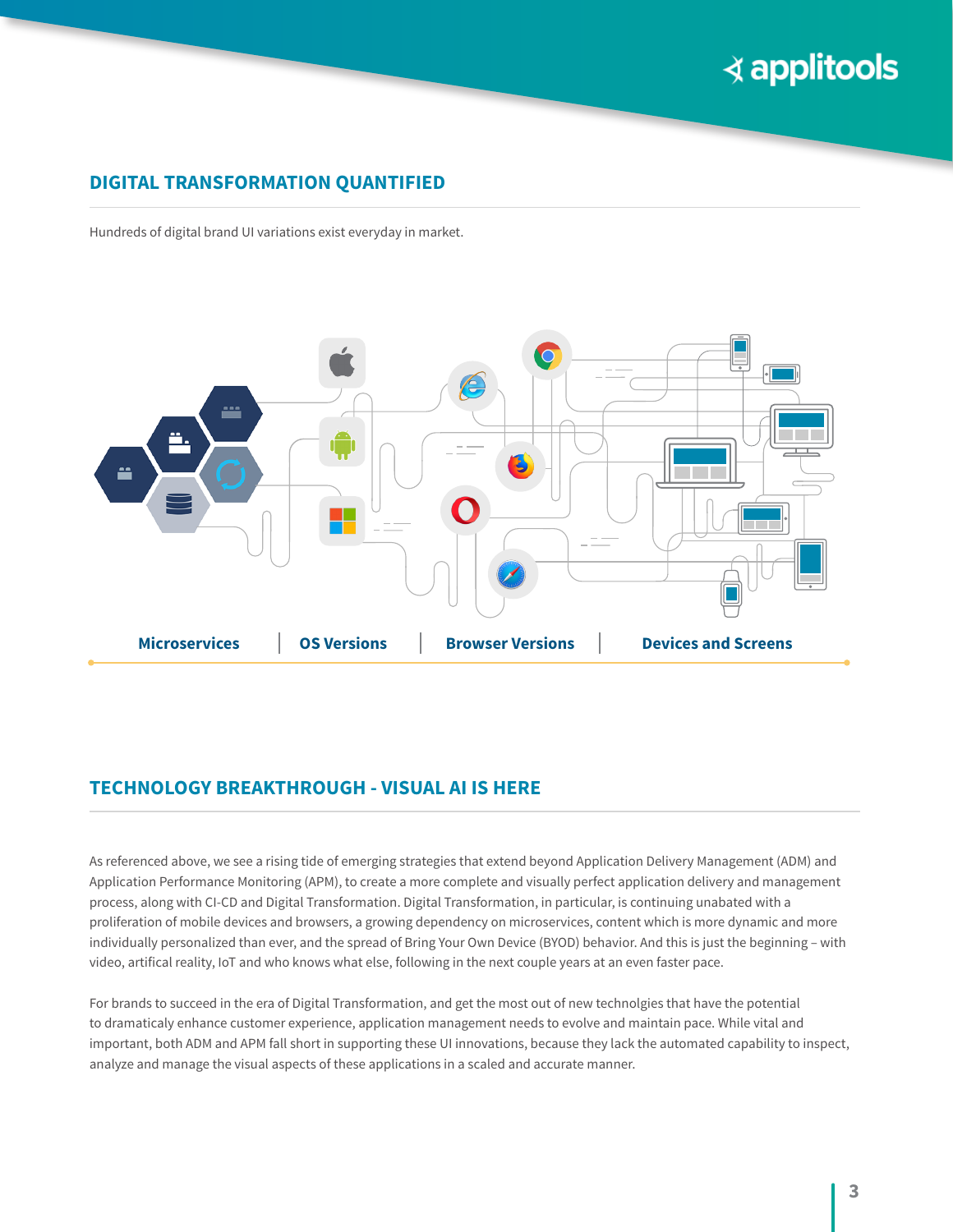## DIGITAL TRANSFORMATION QUANTIFIED

Hundreds of digital brand UI variations exist everyday in market.

Microservices | OS Versions | Browser Versions | Devices and Screens

## TECHNOLOGY BREAKTHROUGH - VISUAL AI IS HERE

As referenced above, we see a rising tide of emerging strategies that extend beyond Application Delivery Management (ADM) and Application Performance Monitoring (APM), to create a more complete and visually perfect application delivery and management process, along with CI-CD and Digital Transformation. Digital Transformation, in particular, is continuing unabated with a proliferation of mobile devices and browsers, a growing dependency on microservices, content which is more dynamic and more individually personalized than ever, and the spread of Bring Your Own Device (BYOD) behavior. And this is just the beginning – with video, artifical reality, IoT and who knows what else, following in the next couple years at an even faster pace.

For brands to succeed in the era of Digital Transformation, and get the most out of new technolgies that have the potential to dramaticaly enhance customer experience, application management needs to evolve and maintain pace. While vital and important, both ADM and APM fall short in supporting these UI innovations, because they lack the automated capability to inspect, analyze and manage the visual aspects of these applications in a scaled and accurate manner.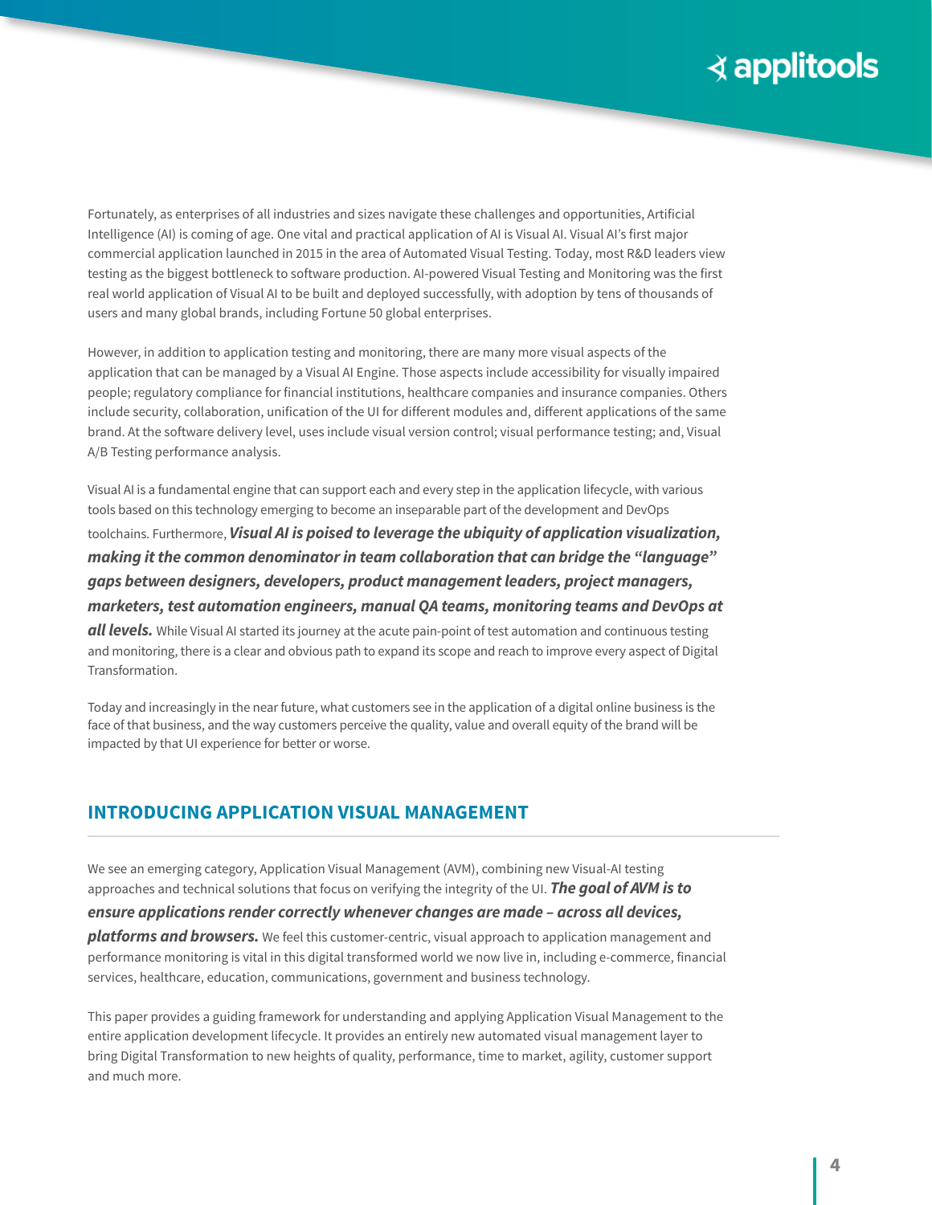Fortunately, as enterprises of all industries and sizes navigate these challenges and opportunities, Artificial Intelligence (AI) is coming of age. One vital and practical application of AI is Visual AI. Visual AI's first major commercial application launched in 2015 in the area of Automated Visual Testing. Today, most R&D leaders view testing as the biggest bottleneck to software production. AI-powered Visual Testing and Monitoring was the first real world application of Visual AI to be built and deployed successfully, with adoption by tens of thousands of users and many global brands, including Fortune 50 global enterprises.

However, in addition to application testing and monitoring, there are many more visual aspects of the application that can be managed by a Visual AI Engine. Those aspects include accessibility for visually impaired people; regulatory compliance for financial institutions, healthcare companies and insurance companies. Others include security, collaboration, unification of the UI for different modules and, different applications of the same brand. At the software delivery level, uses include visual version control; visual performance testing; and, Visual A/B Testing performance analysis.

Visual AI is a fundamental engine that can support each and every step in the application lifecycle, with various tools based on this technology emerging to become an inseparable part of the development and DevOps toolchains. Furthermore, ***Visual AI is poised to leverage the ubiquity of application visualization, making it the common denominator in team collaboration that can bridge the "language" gaps between designers, developers, product management leaders, project managers, marketers, test automation engineers, manual QA teams, monitoring teams and DevOps at all levels.*** While Visual AI started its journey at the acute pain-point of test automation and continuous testing and monitoring, there is a clear and obvious path to expand its scope and reach to improve every aspect of Digital Transformation.

Today and increasingly in the near future, what customers see in the application of a digital online business is the face of that business, and the way customers perceive the quality, value and overall equity of the brand will be impacted by that UI experience for better or worse.

## INTRODUCING APPLICATION VISUAL MANAGEMENT

We see an emerging category, Application Visual Management (AVM), combining new Visual-AI testing approaches and technical solutions that focus on verifying the integrity of the UI. ***The goal of AVM is to ensure applications render correctly whenever changes are made – across all devices, platforms and browsers.*** We feel this customer-centric, visual approach to application management and performance monitoring is vital in this digital transformed world we now live in, including e-commerce, financial services, healthcare, education, communications, government and business technology.

This paper provides a guiding framework for understanding and applying Application Visual Management to the entire application development lifecycle. It provides an entirely new automated visual management layer to bring Digital Transformation to new heights of quality, performance, time to market, agility, customer support and much more.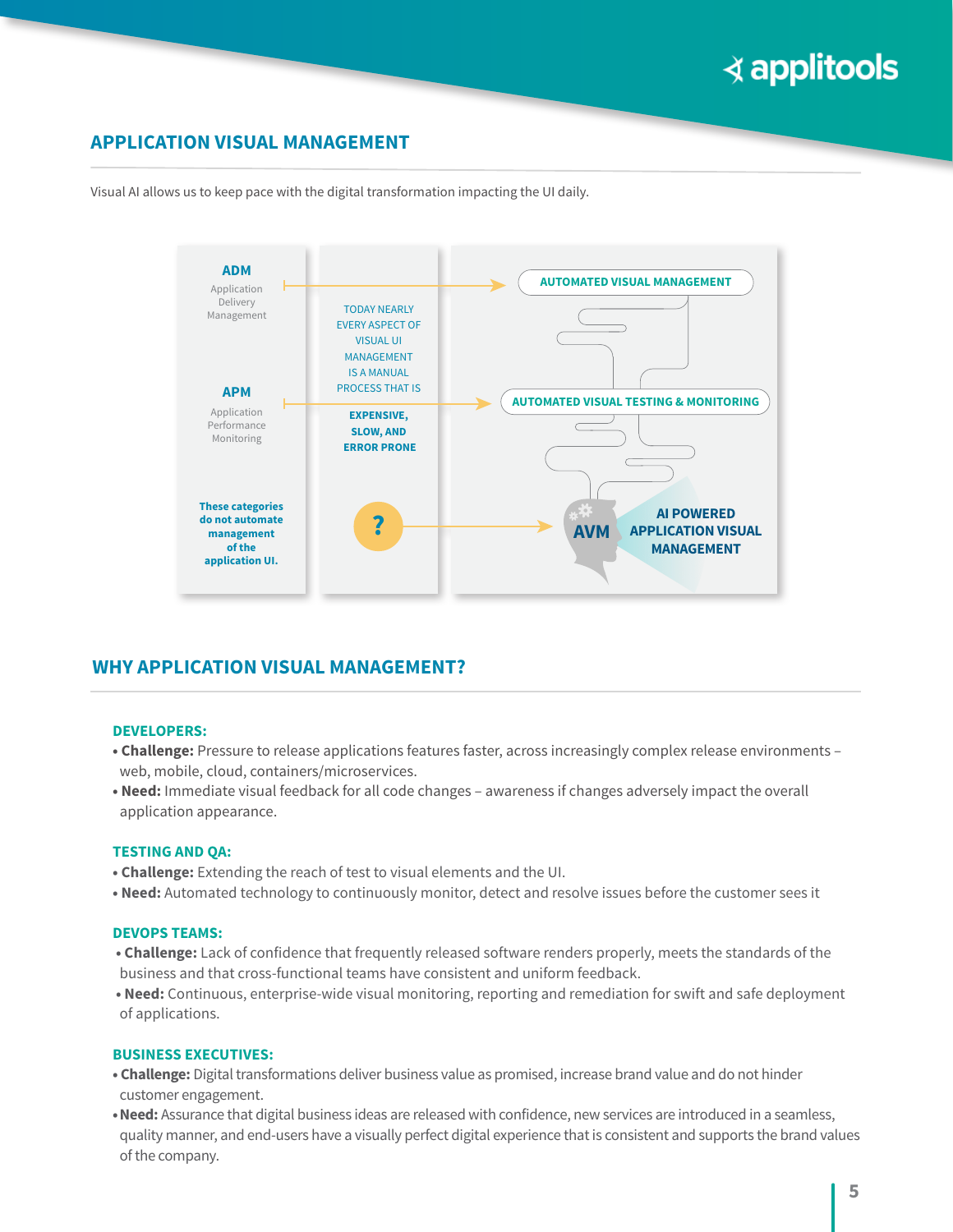## APPLICATION VISUAL MANAGEMENT

Visual AI allows us to keep pace with the digital transformation impacting the UI daily.

**ADM**
Application Delivery Management

**APM**
Application Performance Monitoring

**These categories do not automate management of the application UI.**

TODAY NEARLY EVERY ASPECT OF VISUAL UI MANAGEMENT IS A MANUAL PROCESS THAT IS **EXPENSIVE, SLOW, AND ERROR PRONE**

?

AUTOMATED VISUAL MANAGEMENT

AUTOMATED VISUAL TESTING & MONITORING

AVM — AI POWERED APPLICATION VISUAL MANAGEMENT

## WHY APPLICATION VISUAL MANAGEMENT?

**DEVELOPERS:**

- **Challenge:** Pressure to release applications features faster, across increasingly complex release environments – web, mobile, cloud, containers/microservices.
- **Need:** Immediate visual feedback for all code changes – awareness if changes adversely impact the overall application appearance.

**TESTING AND QA:**

- **Challenge:** Extending the reach of test to visual elements and the UI.
- **Need:** Automated technology to continuously monitor, detect and resolve issues before the customer sees it

**DEVOPS TEAMS:**

- **Challenge:** Lack of confidence that frequently released software renders properly, meets the standards of the business and that cross-functional teams have consistent and uniform feedback.
- **Need:** Continuous, enterprise-wide visual monitoring, reporting and remediation for swift and safe deployment of applications.

**BUSINESS EXECUTIVES:**

- **Challenge:** Digital transformations deliver business value as promised, increase brand value and do not hinder customer engagement.
- **Need:** Assurance that digital business ideas are released with confidence, new services are introduced in a seamless, quality manner, and end-users have a visually perfect digital experience that is consistent and supports the brand values of the company.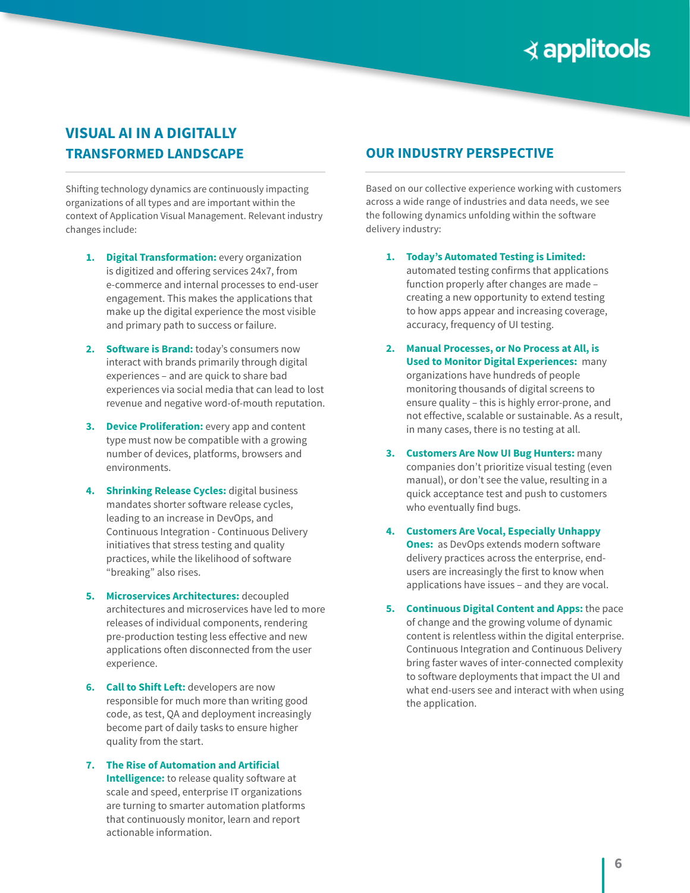## VISUAL AI IN A DIGITALLY TRANSFORMED LANDSCAPE

Shifting technology dynamics are continuously impacting organizations of all types and are important within the context of Application Visual Management. Relevant industry changes include:

1. **Digital Transformation:** every organization is digitized and offering services 24x7, from e-commerce and internal processes to end-user engagement. This makes the applications that make up the digital experience the most visible and primary path to success or failure.

2. **Software is Brand:** today's consumers now interact with brands primarily through digital experiences – and are quick to share bad experiences via social media that can lead to lost revenue and negative word-of-mouth reputation.

3. **Device Proliferation:** every app and content type must now be compatible with a growing number of devices, platforms, browsers and environments.

4. **Shrinking Release Cycles:** digital business mandates shorter software release cycles, leading to an increase in DevOps, and Continuous Integration - Continuous Delivery initiatives that stress testing and quality practices, while the likelihood of software "breaking" also rises.

5. **Microservices Architectures:** decoupled architectures and microservices have led to more releases of individual components, rendering pre-production testing less effective and new applications often disconnected from the user experience.

6. **Call to Shift Left:** developers are now responsible for much more than writing good code, as test, QA and deployment increasingly become part of daily tasks to ensure higher quality from the start.

7. **The Rise of Automation and Artificial Intelligence:** to release quality software at scale and speed, enterprise IT organizations are turning to smarter automation platforms that continuously monitor, learn and report actionable information.

## OUR INDUSTRY PERSPECTIVE

Based on our collective experience working with customers across a wide range of industries and data needs, we see the following dynamics unfolding within the software delivery industry:

1. **Today's Automated Testing is Limited:** automated testing confirms that applications function properly after changes are made – creating a new opportunity to extend testing to how apps appear and increasing coverage, accuracy, frequency of UI testing.

2. **Manual Processes, or No Process at All, is Used to Monitor Digital Experiences:** many organizations have hundreds of people monitoring thousands of digital screens to ensure quality – this is highly error-prone, and not effective, scalable or sustainable. As a result, in many cases, there is no testing at all.

3. **Customers Are Now UI Bug Hunters:** many companies don't prioritize visual testing (even manual), or don't see the value, resulting in a quick acceptance test and push to customers who eventually find bugs.

4. **Customers Are Vocal, Especially Unhappy Ones:** as DevOps extends modern software delivery practices across the enterprise, end-users are increasingly the first to know when applications have issues – and they are vocal.

5. **Continuous Digital Content and Apps:** the pace of change and the growing volume of dynamic content is relentless within the digital enterprise. Continuous Integration and Continuous Delivery bring faster waves of inter-connected complexity to software deployments that impact the UI and what end-users see and interact with when using the application.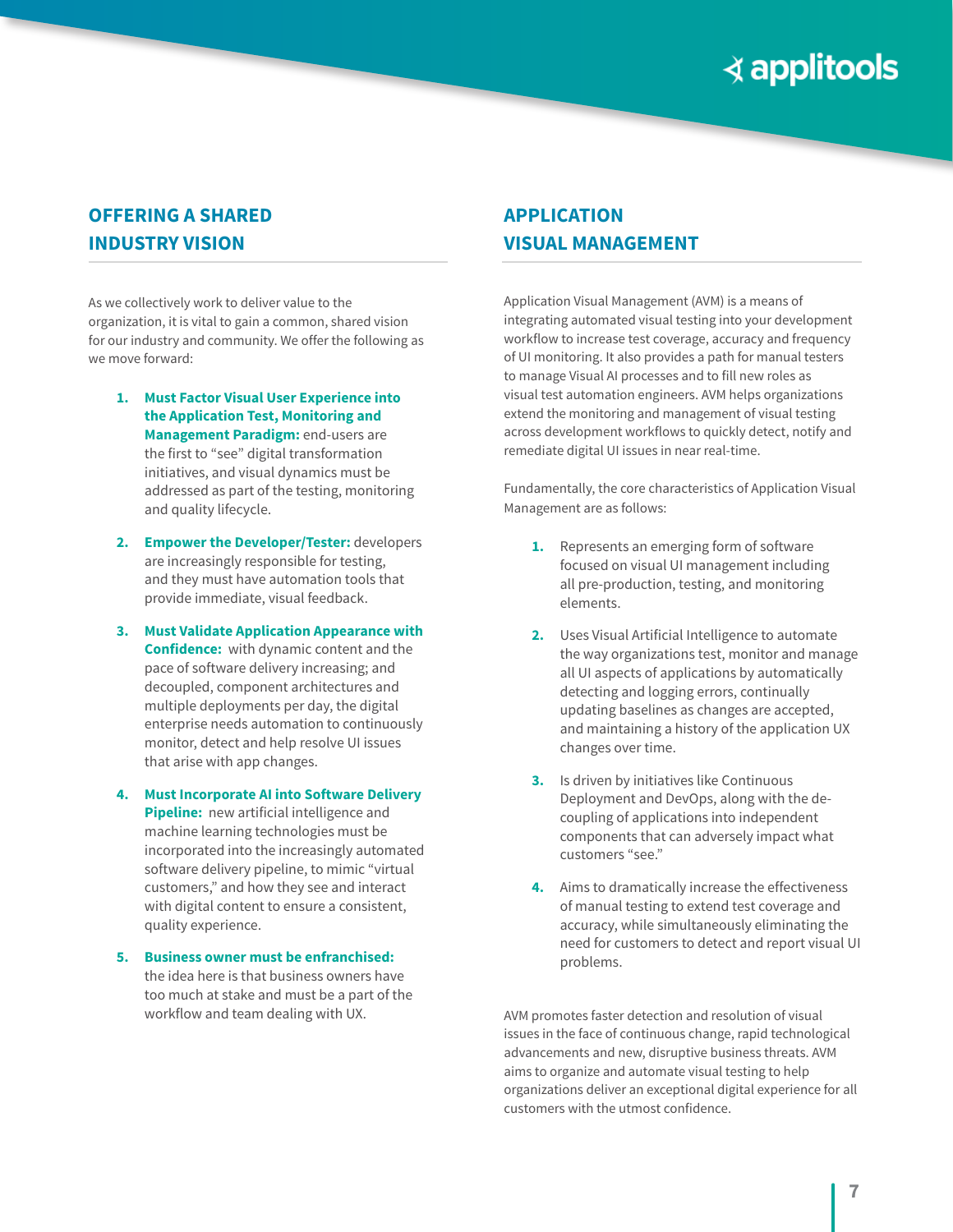## OFFERING A SHARED INDUSTRY VISION

As we collectively work to deliver value to the organization, it is vital to gain a common, shared vision for our industry and community. We offer the following as we move forward:

1. **Must Factor Visual User Experience into the Application Test, Monitoring and Management Paradigm:** end-users are the first to "see" digital transformation initiatives, and visual dynamics must be addressed as part of the testing, monitoring and quality lifecycle.
2. **Empower the Developer/Tester:** developers are increasingly responsible for testing, and they must have automation tools that provide immediate, visual feedback.
3. **Must Validate Application Appearance with Confidence:** with dynamic content and the pace of software delivery increasing; and decoupled, component architectures and multiple deployments per day, the digital enterprise needs automation to continuously monitor, detect and help resolve UI issues that arise with app changes.
4. **Must Incorporate AI into Software Delivery Pipeline:** new artificial intelligence and machine learning technologies must be incorporated into the increasingly automated software delivery pipeline, to mimic "virtual customers," and how they see and interact with digital content to ensure a consistent, quality experience.
5. **Business owner must be enfranchised:** the idea here is that business owners have too much at stake and must be a part of the workflow and team dealing with UX.

## APPLICATION VISUAL MANAGEMENT

Application Visual Management (AVM) is a means of integrating automated visual testing into your development workflow to increase test coverage, accuracy and frequency of UI monitoring. It also provides a path for manual testers to manage Visual AI processes and to fill new roles as visual test automation engineers. AVM helps organizations extend the monitoring and management of visual testing across development workflows to quickly detect, notify and remediate digital UI issues in near real-time.

Fundamentally, the core characteristics of Application Visual Management are as follows:

1. Represents an emerging form of software focused on visual UI management including all pre-production, testing, and monitoring elements.
2. Uses Visual Artificial Intelligence to automate the way organizations test, monitor and manage all UI aspects of applications by automatically detecting and logging errors, continually updating baselines as changes are accepted, and maintaining a history of the application UX changes over time.
3. Is driven by initiatives like Continuous Deployment and DevOps, along with the de-coupling of applications into independent components that can adversely impact what customers "see."
4. Aims to dramatically increase the effectiveness of manual testing to extend test coverage and accuracy, while simultaneously eliminating the need for customers to detect and report visual UI problems.

AVM promotes faster detection and resolution of visual issues in the face of continuous change, rapid technological advancements and new, disruptive business threats. AVM aims to organize and automate visual testing to help organizations deliver an exceptional digital experience for all customers with the utmost confidence.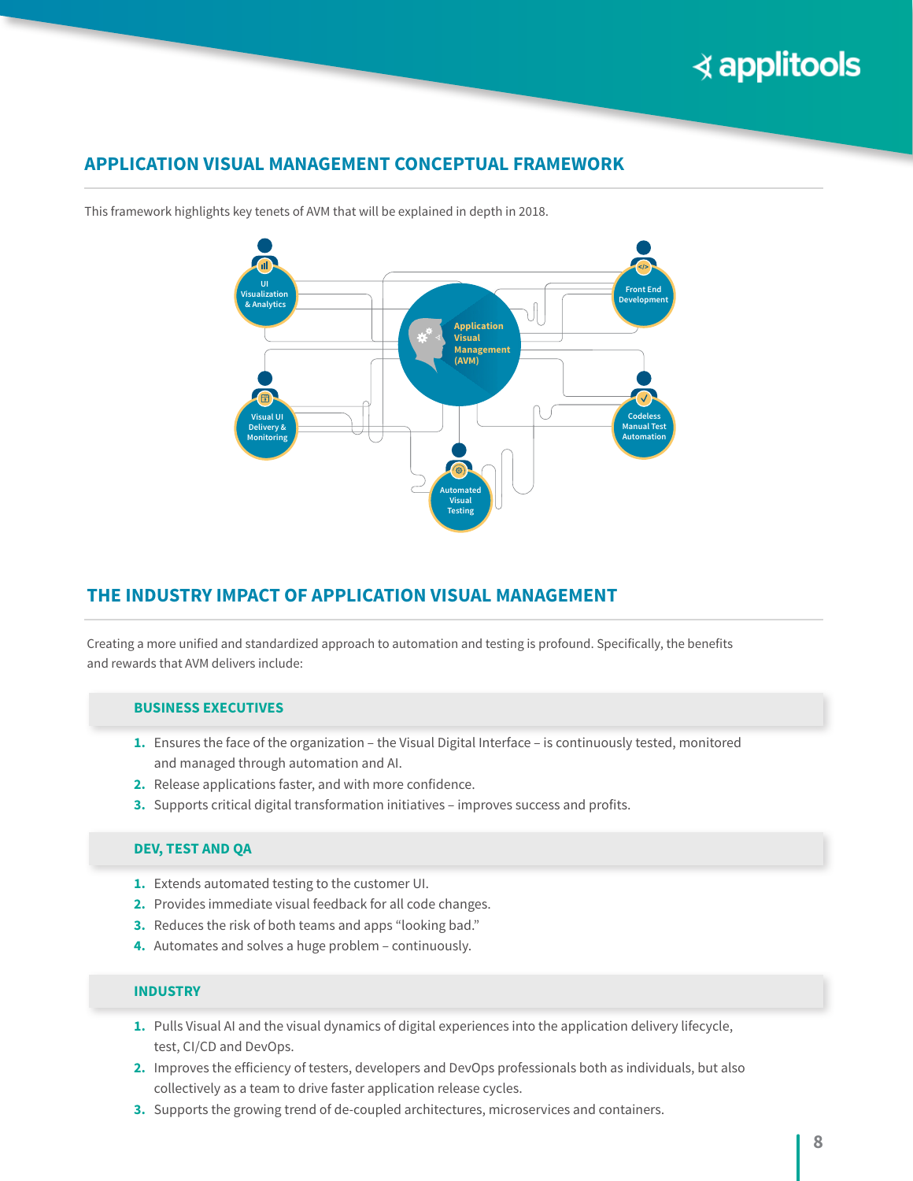## APPLICATION VISUAL MANAGEMENT CONCEPTUAL FRAMEWORK

This framework highlights key tenets of AVM that will be explained in depth in 2018.

Application Visual Management (AVM)

UI Visualization & Analytics

Front End Development

Visual UI Delivery & Monitoring

Codeless Manual Test Automation

Automated Visual Testing

## THE INDUSTRY IMPACT OF APPLICATION VISUAL MANAGEMENT

Creating a more unified and standardized approach to automation and testing is profound. Specifically, the benefits and rewards that AVM delivers include:

### BUSINESS EXECUTIVES

1. Ensures the face of the organization – the Visual Digital Interface – is continuously tested, monitored and managed through automation and AI.
2. Release applications faster, and with more confidence.
3. Supports critical digital transformation initiatives – improves success and profits.

### DEV, TEST AND QA

1. Extends automated testing to the customer UI.
2. Provides immediate visual feedback for all code changes.
3. Reduces the risk of both teams and apps "looking bad."
4. Automates and solves a huge problem – continuously.

### INDUSTRY

1. Pulls Visual AI and the visual dynamics of digital experiences into the application delivery lifecycle, test, CI/CD and DevOps.
2. Improves the efficiency of testers, developers and DevOps professionals both as individuals, but also collectively as a team to drive faster application release cycles.
3. Supports the growing trend of de-coupled architectures, microservices and containers.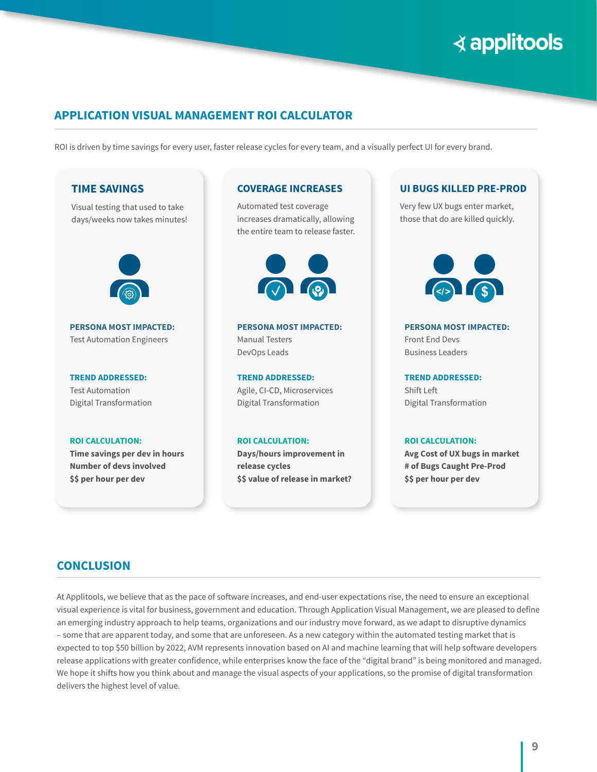## APPLICATION VISUAL MANAGEMENT ROI CALCULATOR

ROI is driven by time savings for every user, faster release cycles for every team, and a visually perfect UI for every brand.

### TIME SAVINGS

Visual testing that used to take days/weeks now takes minutes!

**PERSONA MOST IMPACTED:**
Test Automation Engineers

**TREND ADDRESSED:**
Test Automation
Digital Transformation

**ROI CALCULATION:**
**Time savings per dev in hours**
**Number of devs involved**
**$$ per hour per dev**

### COVERAGE INCREASES

Automated test coverage increases dramatically, allowing the entire team to release faster.

**PERSONA MOST IMPACTED:**
Manual Testers
DevOps Leads

**TREND ADDRESSED:**
Agile, CI-CD, Microservices
Digital Transformation

**ROI CALCULATION:**
**Days/hours improvement in release cycles**
**$$ value of release in market?**

### UI BUGS KILLED PRE-PROD

Very few UX bugs enter market, those that do are killed quickly.

**PERSONA MOST IMPACTED:**
Front End Devs
Business Leaders

**TREND ADDRESSED:**
Shift Left
Digital Transformation

**ROI CALCULATION:**
**Avg Cost of UX bugs in market**
**# of Bugs Caught Pre-Prod**
**$$ per hour per dev**

## CONCLUSION

At Applitools, we believe that as the pace of software increases, and end-user expectations rise, the need to ensure an exceptional visual experience is vital for business, government and education. Through Application Visual Management, we are pleased to define an emerging industry approach to help teams, organizations and our industry move forward, as we adapt to disruptive dynamics – some that are apparent today, and some that are unforeseen. As a new category within the automated testing market that is expected to top $50 billion by 2022, AVM represents innovation based on AI and machine learning that will help software developers release applications with greater confidence, while enterprises know the face of the "digital brand" is being monitored and managed. We hope it shifts how you think about and manage the visual aspects of your applications, so the promise of digital transformation delivers the highest level of value.